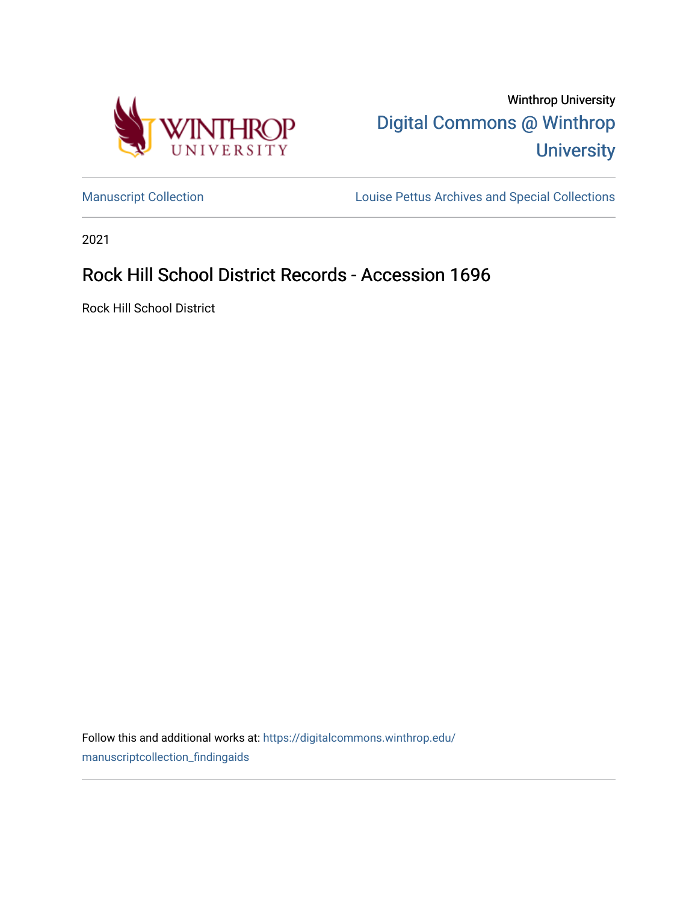Winthrop University

Digital Commons @ Winthrop University

Manuscript Collection

Louise Pettus Archives and Special Collections

2021

# Rock Hill School District Records - Accession 1696

Rock Hill School District

Follow this and additional works at: https://digitalcommons.winthrop.edu/manuscriptcollection_findingaids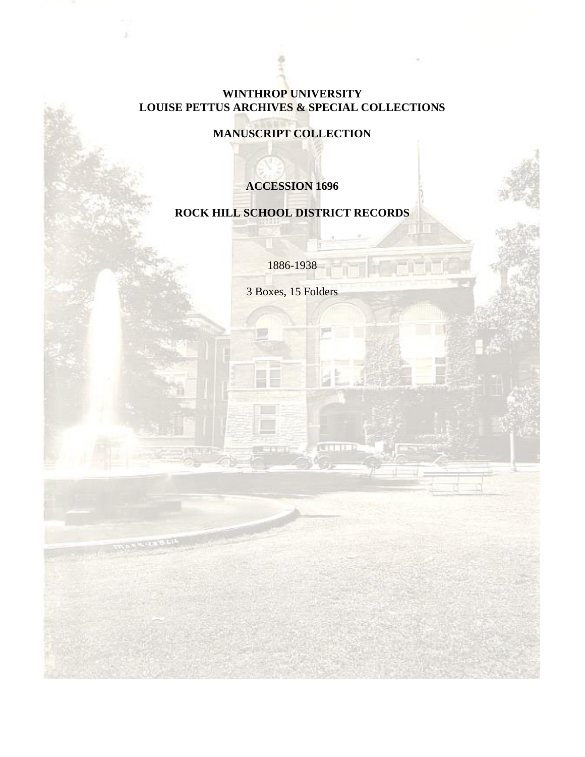**WINTHROP UNIVERSITY**
**LOUISE PETTUS ARCHIVES & SPECIAL COLLECTIONS**

**MANUSCRIPT COLLECTION**

**ACCESSION 1696**

**ROCK HILL SCHOOL DISTRICT RECORDS**

1886-1938

3 Boxes, 15 Folders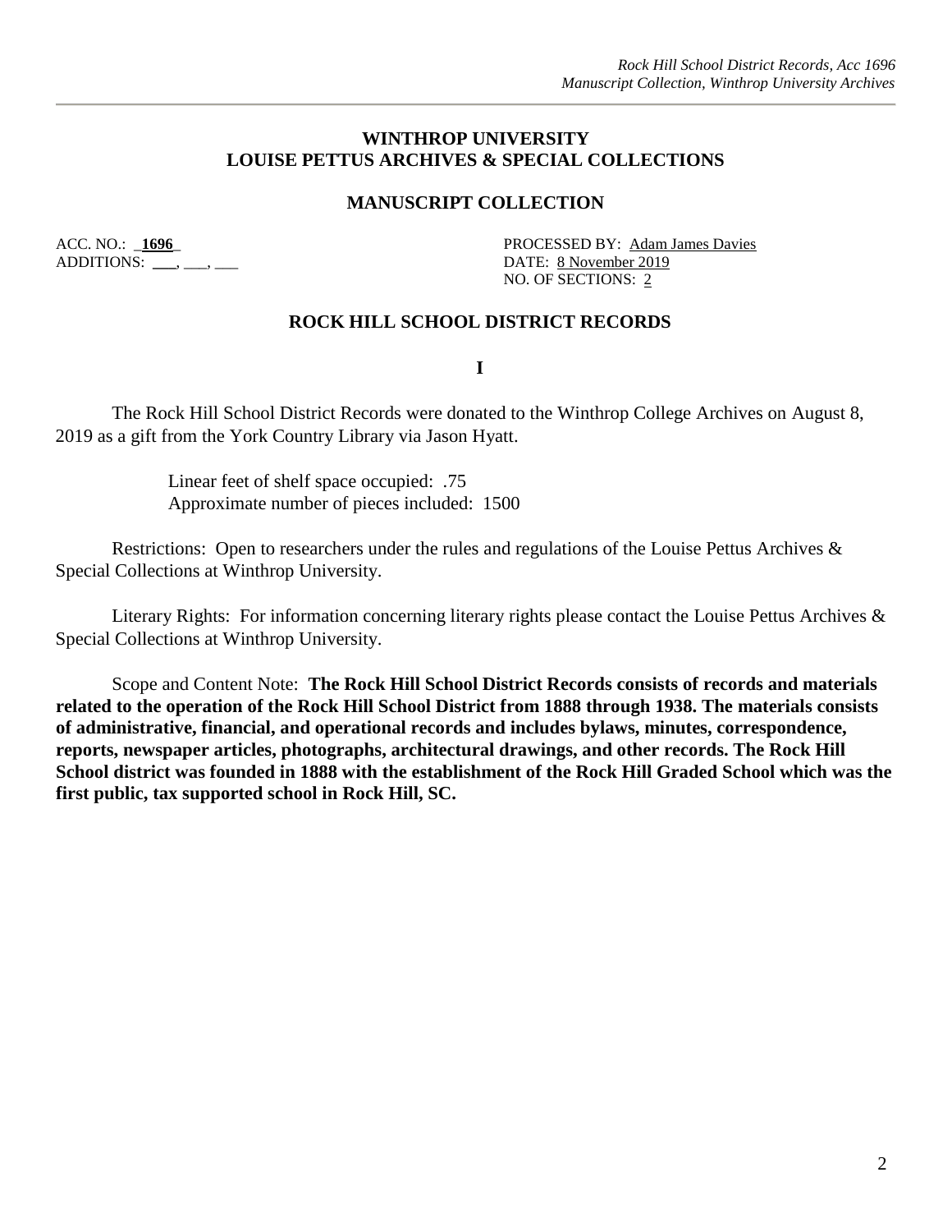## WINTHROP UNIVERSITY
## LOUISE PETTUS ARCHIVES & SPECIAL COLLECTIONS

### MANUSCRIPT COLLECTION

ACC. NO.: **1696**
ADDITIONS: ___, ___, ___

PROCESSED BY: Adam James Davies
DATE: 8 November 2019
NO. OF SECTIONS: 2

### ROCK HILL SCHOOL DISTRICT RECORDS

**I**

The Rock Hill School District Records were donated to the Winthrop College Archives on August 8, 2019 as a gift from the York Country Library via Jason Hyatt.

Linear feet of shelf space occupied: .75
Approximate number of pieces included: 1500

Restrictions: Open to researchers under the rules and regulations of the Louise Pettus Archives & Special Collections at Winthrop University.

Literary Rights: For information concerning literary rights please contact the Louise Pettus Archives & Special Collections at Winthrop University.

Scope and Content Note: **The Rock Hill School District Records consists of records and materials related to the operation of the Rock Hill School District from 1888 through 1938. The materials consists of administrative, financial, and operational records and includes bylaws, minutes, correspondence, reports, newspaper articles, photographs, architectural drawings, and other records. The Rock Hill School district was founded in 1888 with the establishment of the Rock Hill Graded School which was the first public, tax supported school in Rock Hill, SC.**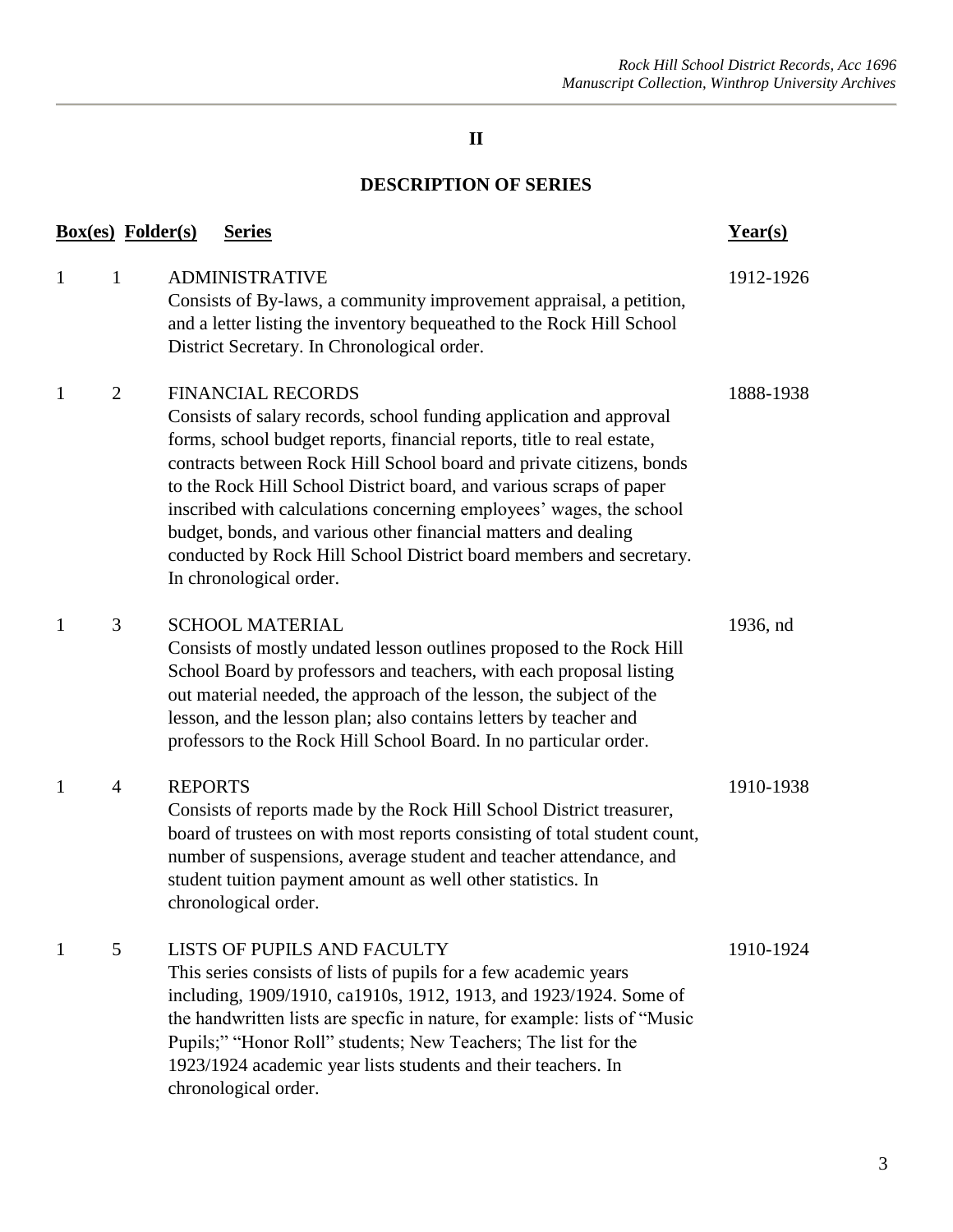## II

## DESCRIPTION OF SERIES

| Box(es) | Folder(s) | Series | Year(s) |
|---|---|---|---|
| 1 | 1 | ADMINISTRATIVE<br>Consists of By-laws, a community improvement appraisal, a petition, and a letter listing the inventory bequeathed to the Rock Hill School District Secretary. In Chronological order. | 1912-1926 |
| 1 | 2 | FINANCIAL RECORDS<br>Consists of salary records, school funding application and approval forms, school budget reports, financial reports, title to real estate, contracts between Rock Hill School board and private citizens, bonds to the Rock Hill School District board, and various scraps of paper inscribed with calculations concerning employees' wages, the school budget, bonds, and various other financial matters and dealing conducted by Rock Hill School District board members and secretary. In chronological order. | 1888-1938 |
| 1 | 3 | SCHOOL MATERIAL<br>Consists of mostly undated lesson outlines proposed to the Rock Hill School Board by professors and teachers, with each proposal listing out material needed, the approach of the lesson, the subject of the lesson, and the lesson plan; also contains letters by teacher and professors to the Rock Hill School Board. In no particular order. | 1936, nd |
| 1 | 4 | REPORTS<br>Consists of reports made by the Rock Hill School District treasurer, board of trustees on with most reports consisting of total student count, number of suspensions, average student and teacher attendance, and student tuition payment amount as well other statistics. In chronological order. | 1910-1938 |
| 1 | 5 | LISTS OF PUPILS AND FACULTY<br>This series consists of lists of pupils for a few academic years including, 1909/1910, ca1910s, 1912, 1913, and 1923/1924. Some of the handwritten lists are specfic in nature, for example: lists of "Music Pupils;" "Honor Roll" students; New Teachers; The list for the 1923/1924 academic year lists students and their teachers. In chronological order. | 1910-1924 |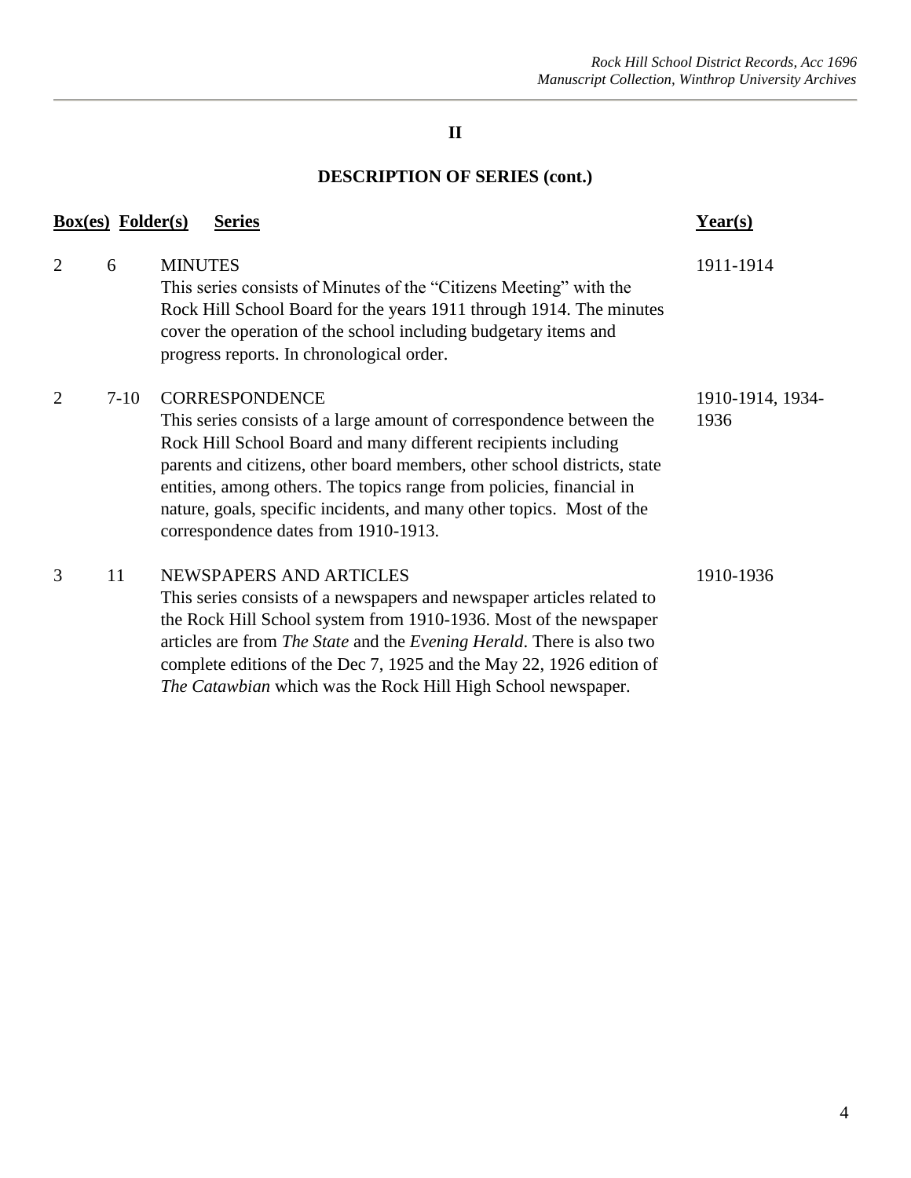## II

## DESCRIPTION OF SERIES (cont.)

| Box(es) | Folder(s) | Series | Year(s) |
|---|---|---|---|
| 2 | 6 | MINUTES<br>This series consists of Minutes of the "Citizens Meeting" with the Rock Hill School Board for the years 1911 through 1914. The minutes cover the operation of the school including budgetary items and progress reports. In chronological order. | 1911-1914 |
| 2 | 7-10 | CORRESPONDENCE<br>This series consists of a large amount of correspondence between the Rock Hill School Board and many different recipients including parents and citizens, other board members, other school districts, state entities, among others. The topics range from policies, financial in nature, goals, specific incidents, and many other topics. Most of the correspondence dates from 1910-1913. | 1910-1914, 1934-1936 |
| 3 | 11 | NEWSPAPERS AND ARTICLES<br>This series consists of a newspapers and newspaper articles related to the Rock Hill School system from 1910-1936. Most of the newspaper articles are from *The State* and the *Evening Herald*. There is also two complete editions of the Dec 7, 1925 and the May 22, 1926 edition of *The Catawbian* which was the Rock Hill High School newspaper. | 1910-1936 |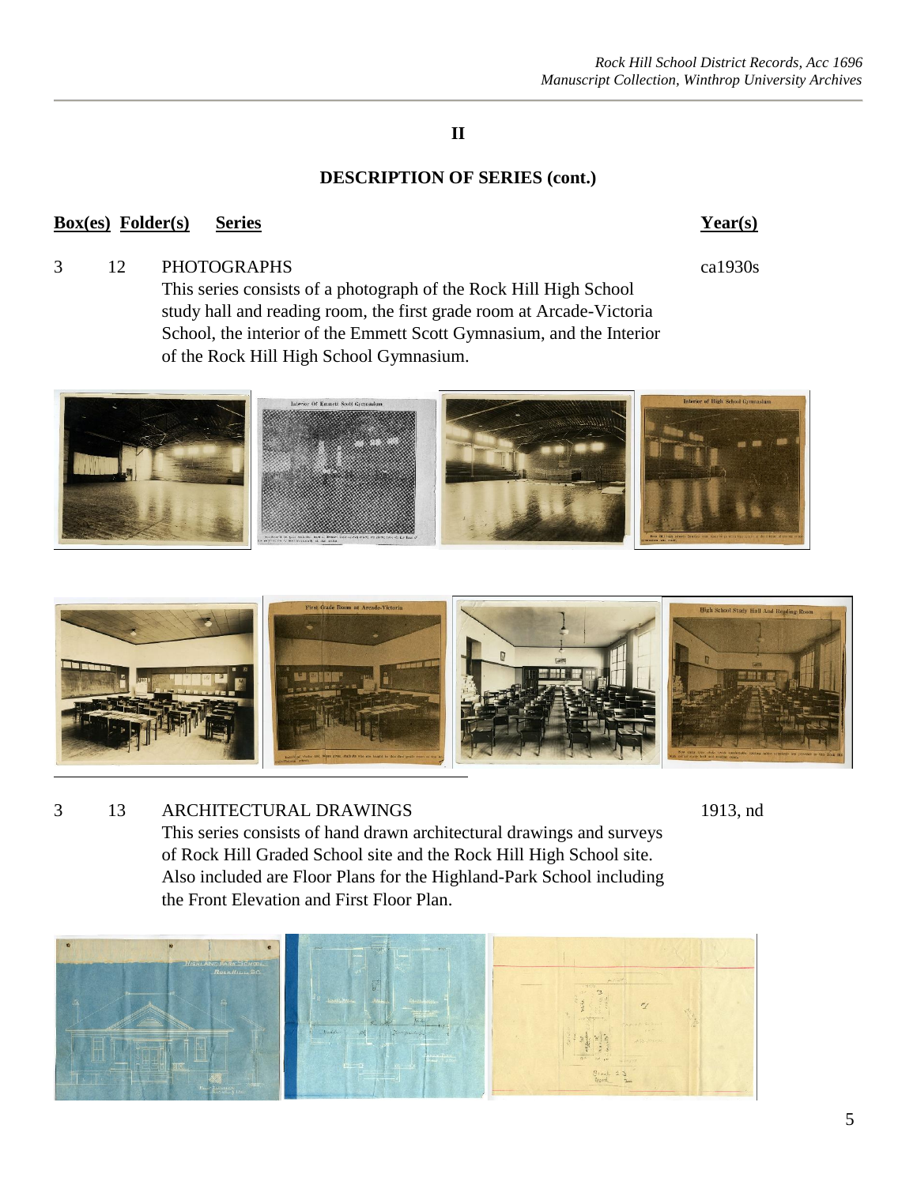## II

### DESCRIPTION OF SERIES (cont.)

| Box(es) | Folder(s) | Series | Year(s) |
|---|---|---|---|
| 3 | 12 | PHOTOGRAPHS<br>This series consists of a photograph of the Rock Hill High School study hall and reading room, the first grade room at Arcade-Victoria School, the interior of the Emmett Scott Gymnasium, and the Interior of the Rock Hill High School Gymnasium. | ca1930s |
| 3 | 13 | ARCHITECTURAL DRAWINGS<br>This series consists of hand drawn architectural drawings and surveys of Rock Hill Graded School site and the Rock Hill High School site. Also included are Floor Plans for the Highland-Park School including the Front Elevation and First Floor Plan. | 1913, nd |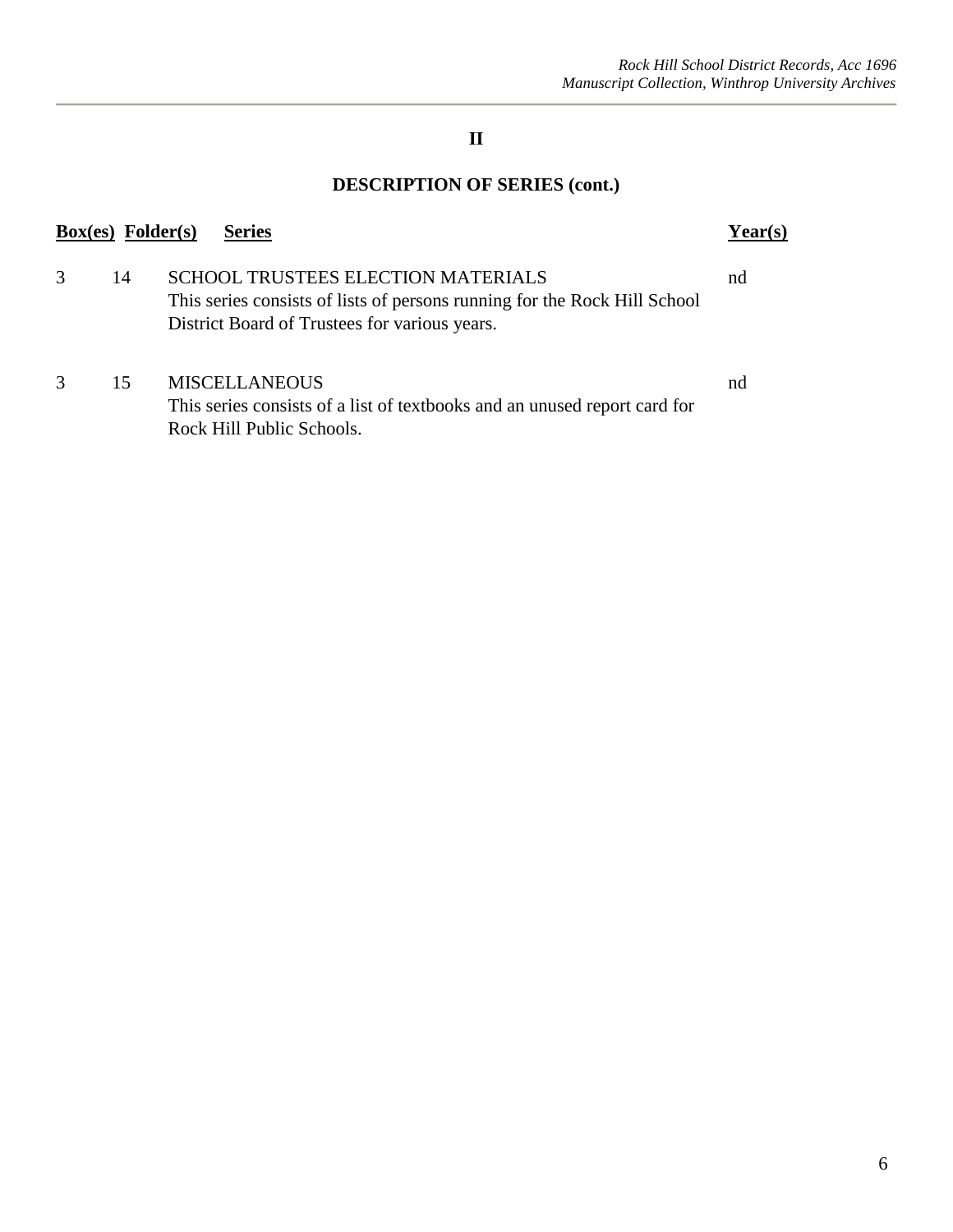## II

## DESCRIPTION OF SERIES (cont.)

| Box(es) | Folder(s) | Series | Year(s) |
|---|---|---|---|
| 3 | 14 | SCHOOL TRUSTEES ELECTION MATERIALS<br>This series consists of lists of persons running for the Rock Hill School District Board of Trustees for various years. | nd |
| 3 | 15 | MISCELLANEOUS<br>This series consists of a list of textbooks and an unused report card for Rock Hill Public Schools. | nd |